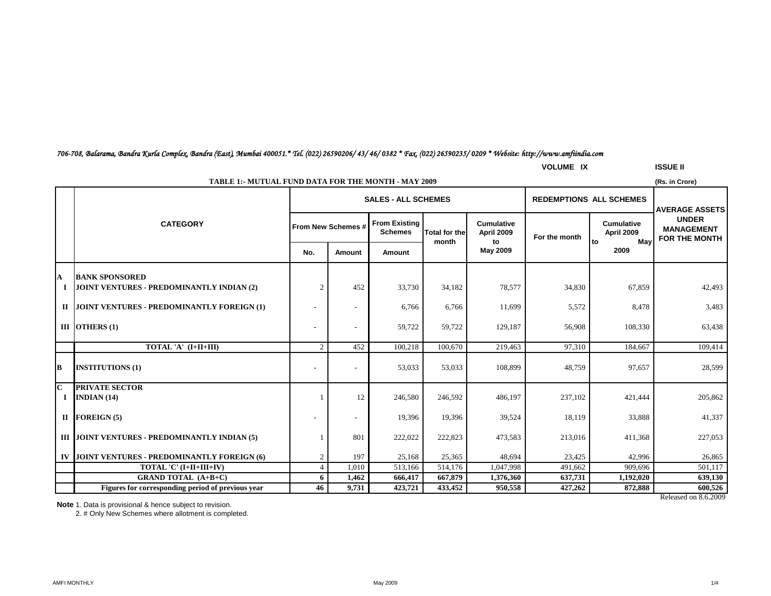*706-708, Balarama, Bandra Kurla Complex, Bandra (East), Mumbai 400051.* Tel. (022) 26590206/ 43/ 46/ 0382 * Fax. (022) 26590235/ 0209 * Website: http://www.amfiindia.com*

**VOLUME IX** **ISSUE II**

**TABLE 1:- MUTUAL FUND DATA FOR THE MONTH - MAY 2009** **(Rs. in Crore)**

| | CATEGORY | SALES - ALL SCHEMES | | | | | REDEMPTIONS ALL SCHEMES | | AVERAGE ASSETS UNDER MANAGEMENT FOR THE MONTH |
|---|---|---|---|---|---|---|---|---|---|
| | | From New Schemes # | | From Existing Schemes | Total for the month | Cumulative April 2009 to May 2009 | For the month | Cumulative April 2009 to May 2009 | |
| | | No. | Amount | Amount | | | | | |
| **A** | **BANK SPONSORED** | | | | | | | | |
| **I** | **JOINT VENTURES - PREDOMINANTLY INDIAN (2)** | 2 | 452 | 33,730 | 34,182 | 78,577 | 34,830 | 67,859 | 42,493 |
| **II** | **JOINT VENTURES - PREDOMINANTLY FOREIGN (1)** | - | - | 6,766 | 6,766 | 11,699 | 5,572 | 8,478 | 3,483 |
| **III** | **OTHERS (1)** | - | - | 59,722 | 59,722 | 129,187 | 56,908 | 108,330 | 63,438 |
| | **TOTAL 'A' (I+II+III)** | 2 | 452 | 100,218 | 100,670 | 219,463 | 97,310 | 184,667 | 109,414 |
| **B** | **INSTITUTIONS (1)** | - | - | 53,033 | 53,033 | 108,899 | 48,759 | 97,657 | 28,599 |
| **C** | **PRIVATE SECTOR** | | | | | | | | |
| **I** | **INDIAN (14)** | 1 | 12 | 246,580 | 246,592 | 486,197 | 237,102 | 421,444 | 205,862 |
| **II** | **FOREIGN (5)** | - | - | 19,396 | 19,396 | 39,524 | 18,119 | 33,888 | 41,337 |
| **III** | **JOINT VENTURES - PREDOMINANTLY INDIAN (5)** | 1 | 801 | 222,022 | 222,823 | 473,583 | 213,016 | 411,368 | 227,053 |
| **IV** | **JOINT VENTURES - PREDOMINANTLY FOREIGN (6)** | 2 | 197 | 25,168 | 25,365 | 48,694 | 23,425 | 42,996 | 26,865 |
| | **TOTAL 'C' (I+II+III+IV)** | 4 | 1,010 | 513,166 | 514,176 | 1,047,998 | 491,662 | 909,696 | 501,117 |
| | **GRAND TOTAL (A+B+C)** | **6** | **1,462** | **666,417** | **667,879** | **1,376,360** | **637,731** | **1,192,020** | **639,130** |
| | **Figures for corresponding period of previous year** | **46** | **9,731** | **423,721** | **433,452** | **950,558** | **427,262** | **872,888** | **600,526** |

Released on 8.6.2009

**Note** 1. Data is provisional & hence subject to revision.
2. # Only New Schemes where allotment is completed.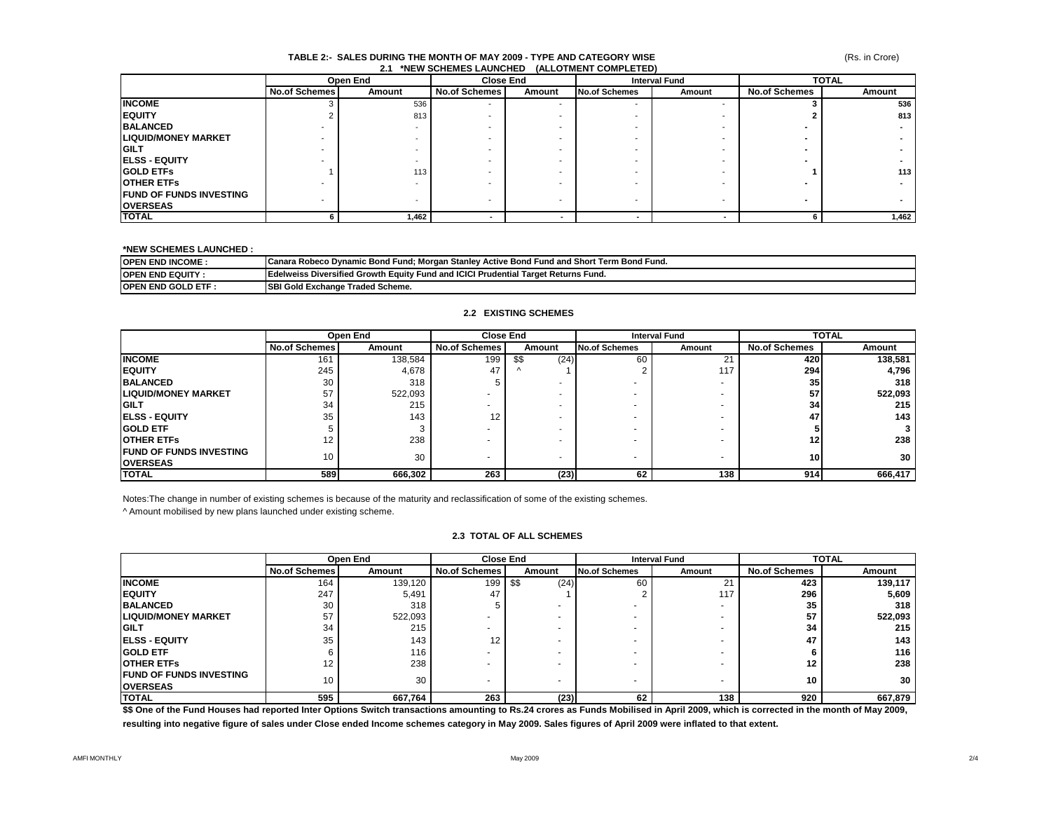## TABLE 2:- SALES DURING THE MONTH OF MAY 2009 - TYPE AND CATEGORY WISE

(Rs. in Crore)

### 2.1 *NEW SCHEMES LAUNCHED (ALLOTMENT COMPLETED)

| | Open End | | Close End | | Interval Fund | | TOTAL | |
|---|---|---|---|---|---|---|---|---|
| | No.of Schemes | Amount | No.of Schemes | Amount | No.of Schemes | Amount | No.of Schemes | Amount |
| **INCOME** | 3 | 536 | - | - | - | - | **3** | **536** |
| **EQUITY** | 2 | 813 | - | - | - | - | **2** | **813** |
| **BALANCED** | - | - | - | - | - | - | **-** | **-** |
| **LIQUID/MONEY MARKET** | - | - | - | - | - | - | **-** | **-** |
| **GILT** | - | - | - | - | - | - | **-** | **-** |
| **ELSS - EQUITY** | - | - | - | - | - | - | **-** | **-** |
| **GOLD ETFs** | 1 | 113 | - | - | - | - | **1** | **113** |
| **OTHER ETFs** | - | - | - | - | - | - | **-** | **-** |
| **FUND OF FUNDS INVESTING OVERSEAS** | - | - | - | - | - | - | **-** | **-** |
| **TOTAL** | **6** | **1,462** | **-** | **-** | **-** | **-** | **6** | **1,462** |

**\*NEW SCHEMES LAUNCHED :**

| | |
|---|---|
| **OPEN END INCOME :** | **Canara Robeco Dynamic Bond Fund; Morgan Stanley Active Bond Fund and Short Term Bond Fund.** |
| **OPEN END EQUITY :** | **Edelweiss Diversified Growth Equity Fund and ICICI Prudential Target Returns Fund.** |
| **OPEN END GOLD ETF :** | **SBI Gold Exchange Traded Scheme.** |

### 2.2 EXISTING SCHEMES

| | Open End | | Close End | | Interval Fund | | TOTAL | |
|---|---|---|---|---|---|---|---|---|
| | No.of Schemes | Amount | No.of Schemes | Amount | No.of Schemes | Amount | No.of Schemes | Amount |
| **INCOME** | 161 | 138,584 | 199 | $$ (24) | 60 | 21 | **420** | **138,581** |
| **EQUITY** | 245 | 4,678 | 47 | ^ 1 | 2 | 117 | **294** | **4,796** |
| **BALANCED** | 30 | 318 | 5 | - | - | - | **35** | **318** |
| **LIQUID/MONEY MARKET** | 57 | 522,093 | - | - | - | - | **57** | **522,093** |
| **GILT** | 34 | 215 | - | - | - | - | **34** | **215** |
| **ELSS - EQUITY** | 35 | 143 | 12 | - | - | - | **47** | **143** |
| **GOLD ETF** | 5 | 3 | - | - | - | - | **5** | **3** |
| **OTHER ETFs** | 12 | 238 | - | - | - | - | **12** | **238** |
| **FUND OF FUNDS INVESTING OVERSEAS** | 10 | 30 | - | - | - | - | **10** | **30** |
| **TOTAL** | **589** | **666,302** | **263** | **(23)** | **62** | **138** | **914** | **666,417** |

Notes:The change in number of existing schemes is because of the maturity and reclassification of some of the existing schemes.

^ Amount mobilised by new plans launched under existing scheme.

### 2.3 TOTAL OF ALL SCHEMES

| | Open End | | Close End | | Interval Fund | | TOTAL | |
|---|---|---|---|---|---|---|---|---|
| | No.of Schemes | Amount | No.of Schemes | Amount | No.of Schemes | Amount | No.of Schemes | Amount |
| **INCOME** | 164 | 139,120 | 199 | $$ (24) | 60 | 21 | **423** | **139,117** |
| **EQUITY** | 247 | 5,491 | 47 | 1 | 2 | 117 | **296** | **5,609** |
| **BALANCED** | 30 | 318 | 5 | - | - | - | **35** | **318** |
| **LIQUID/MONEY MARKET** | 57 | 522,093 | - | - | - | - | **57** | **522,093** |
| **GILT** | 34 | 215 | - | - | - | - | **34** | **215** |
| **ELSS - EQUITY** | 35 | 143 | 12 | - | - | - | **47** | **143** |
| **GOLD ETF** | 6 | 116 | - | - | - | - | **6** | **116** |
| **OTHER ETFs** | 12 | 238 | - | - | - | - | **12** | **238** |
| **FUND OF FUNDS INVESTING OVERSEAS** | 10 | 30 | - | - | - | - | **10** | **30** |
| **TOTAL** | **595** | **667,764** | **263** | **(23)** | **62** | **138** | **920** | **667,879** |

**$$ One of the Fund Houses had reported Inter Options Switch transactions amounting to Rs.24 crores as Funds Mobilised in April 2009, which is corrected in the month of May 2009, resulting into negative figure of sales under Close ended Income schemes category in May 2009. Sales figures of April 2009 were inflated to that extent.**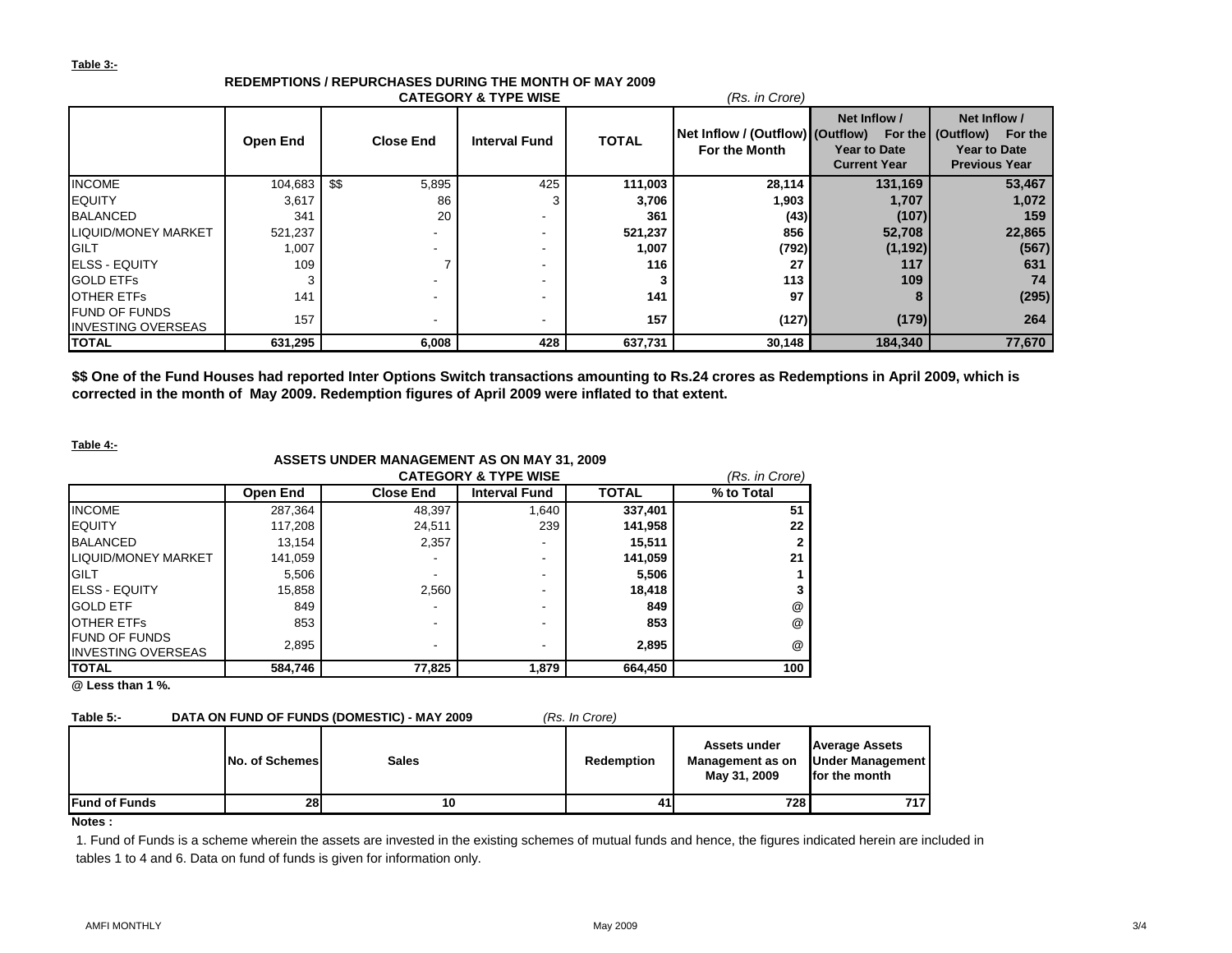**Table 3:-**

**REDEMPTIONS / REPURCHASES DURING THE MONTH OF MAY 2009**

**CATEGORY & TYPE WISE** *(Rs. in Crore)*

| | Open End | Close End | Interval Fund | TOTAL | Net Inflow / (Outflow) For the Month | Net Inflow / (Outflow) For the Year to Date Current Year | Net Inflow / (Outflow) For the Year to Date Previous Year |
|---|---|---|---|---|---|---|---|
| INCOME | 104,683 | $$ 5,895 | 425 | 111,003 | 28,114 | 131,169 | 53,467 |
| EQUITY | 3,617 | 86 | 3 | 3,706 | 1,903 | 1,707 | 1,072 |
| BALANCED | 341 | 20 | - | 361 | (43) | (107) | 159 |
| LIQUID/MONEY MARKET | 521,237 | - | - | 521,237 | 856 | 52,708 | 22,865 |
| GILT | 1,007 | - | - | 1,007 | (792) | (1,192) | (567) |
| ELSS - EQUITY | 109 | 7 | - | 116 | 27 | 117 | 631 |
| GOLD ETFs | 3 | - | - | 3 | 113 | 109 | 74 |
| OTHER ETFs | 141 | - | - | 141 | 97 | 8 | (295) |
| FUND OF FUNDS INVESTING OVERSEAS | 157 | - | - | 157 | (127) | (179) | 264 |
| **TOTAL** | **631,295** | **6,008** | **428** | **637,731** | **30,148** | **184,340** | **77,670** |

**$$ One of the Fund Houses had reported Inter Options Switch transactions amounting to Rs.24 crores as Redemptions in April 2009, which is corrected in the month of May 2009. Redemption figures of April 2009 were inflated to that extent.**

**Table 4:-**

**ASSETS UNDER MANAGEMENT AS ON MAY 31, 2009**

**CATEGORY & TYPE WISE** *(Rs. in Crore)*

| | Open End | Close End | Interval Fund | TOTAL | % to Total |
|---|---|---|---|---|---|
| INCOME | 287,364 | 48,397 | 1,640 | 337,401 | 51 |
| EQUITY | 117,208 | 24,511 | 239 | 141,958 | 22 |
| BALANCED | 13,154 | 2,357 | - | 15,511 | 2 |
| LIQUID/MONEY MARKET | 141,059 | - | - | 141,059 | 21 |
| GILT | 5,506 | - | - | 5,506 | 1 |
| ELSS - EQUITY | 15,858 | 2,560 | - | 18,418 | 3 |
| GOLD ETF | 849 | - | - | 849 | @ |
| OTHER ETFs | 853 | - | - | 853 | @ |
| FUND OF FUNDS INVESTING OVERSEAS | 2,895 | - | - | 2,895 | @ |
| **TOTAL** | **584,746** | **77,825** | **1,879** | **664,450** | **100** |

**@ Less than 1 %.**

**Table 5:- DATA ON FUND OF FUNDS (DOMESTIC) - MAY 2009** *(Rs. In Crore)*

| | No. of Schemes | Sales | Redemption | Assets under Management as on May 31, 2009 | Average Assets Under Management for the month |
|---|---|---|---|---|---|
| **Fund of Funds** | 28 | 10 | 41 | 728 | 717 |

**Notes :**

1. Fund of Funds is a scheme wherein the assets are invested in the existing schemes of mutual funds and hence, the figures indicated herein are included in tables 1 to 4 and 6. Data on fund of funds is given for information only.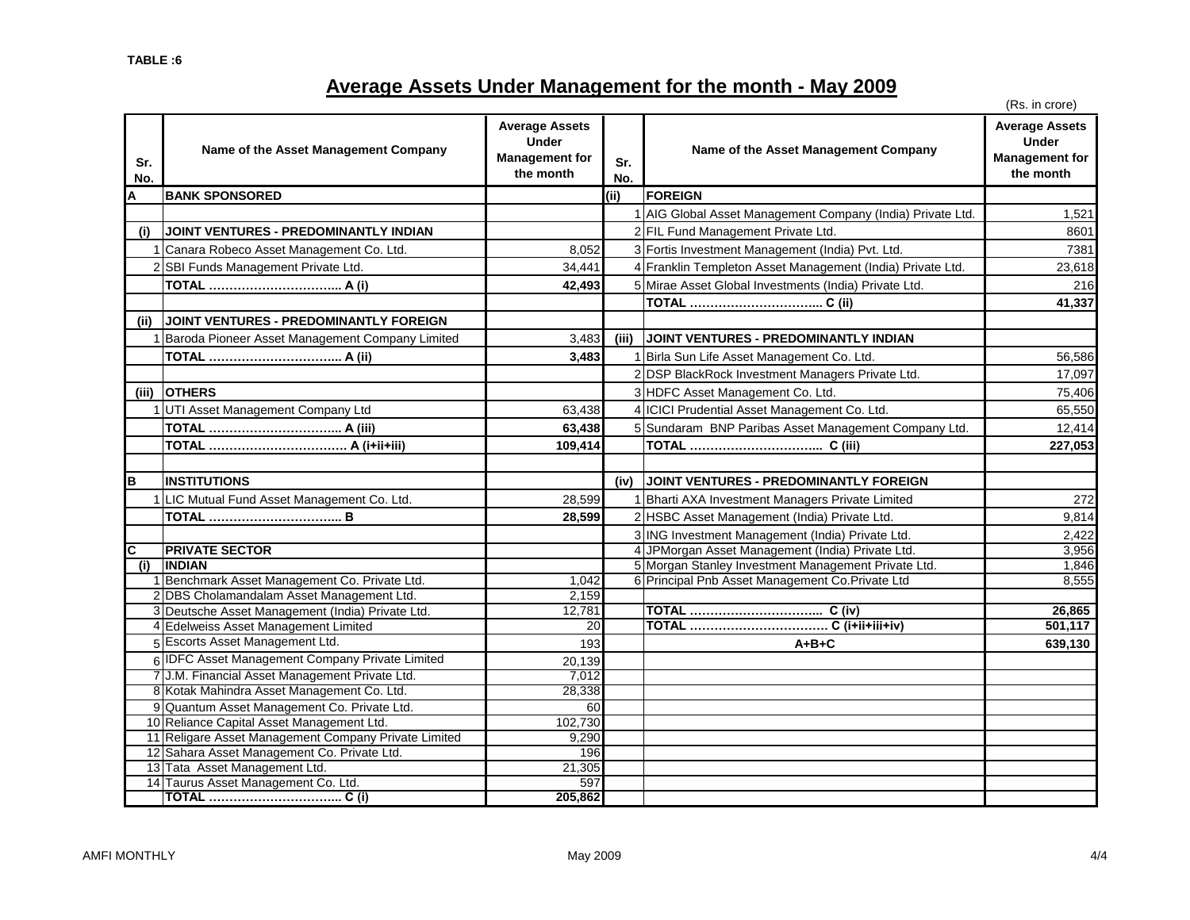TABLE :6

# Average Assets Under Management for the month - May 2009

(Rs. in crore)

| Sr. No. | Name of the Asset Management Company | Average Assets Under Management for the month | Sr. No. | Name of the Asset Management Company | Average Assets Under Management for the month |
|---|---|---|---|---|---|
| **A** | **BANK SPONSORED** | | **(ii)** | **FOREIGN** | |
| | | | 1 | AIG Global Asset Management Company (India) Private Ltd. | 1,521 |
| **(i)** | **JOINT VENTURES - PREDOMINANTLY INDIAN** | | 2 | FIL Fund Management Private Ltd. | 8601 |
| 1 | Canara Robeco Asset Management Co. Ltd. | 8,052 | 3 | Fortis Investment Management (India) Pvt. Ltd. | 7381 |
| 2 | SBI Funds Management Private Ltd. | 34,441 | 4 | Franklin Templeton Asset Management (India) Private Ltd. | 23,618 |
| | **TOTAL ………………………….. A (i)** | **42,493** | 5 | Mirae Asset Global Investments (India) Private Ltd. | 216 |
| | | | | **TOTAL ………………………….. C (ii)** | **41,337** |
| **(ii)** | **JOINT VENTURES - PREDOMINANTLY FOREIGN** | | | | |
| 1 | Baroda Pioneer Asset Management Company Limited | 3,483 | **(iii)** | **JOINT VENTURES - PREDOMINANTLY INDIAN** | |
| | **TOTAL ………………………….. A (ii)** | **3,483** | 1 | Birla Sun Life Asset Management Co. Ltd. | 56,586 |
| | | | 2 | DSP BlackRock Investment Managers Private Ltd. | 17,097 |
| **(iii)** | **OTHERS** | | 3 | HDFC Asset Management Co. Ltd. | 75,406 |
| 1 | UTI Asset Management Company Ltd | 63,438 | 4 | ICICI Prudential Asset Management Co. Ltd. | 65,550 |
| | **TOTAL ………………………….. A (iii)** | **63,438** | 5 | Sundaram BNP Paribas Asset Management Company Ltd. | 12,414 |
| | **TOTAL …………………………… A (i+ii+iii)** | **109,414** | | **TOTAL ………………………….. C (iii)** | **227,053** |
| | | | | | |
| **B** | **INSTITUTIONS** | | **(iv)** | **JOINT VENTURES - PREDOMINANTLY FOREIGN** | |
| 1 | LIC Mutual Fund Asset Management Co. Ltd. | 28,599 | 1 | Bharti AXA Investment Managers Private Limited | 272 |
| | **TOTAL ………………………….. B** | **28,599** | 2 | HSBC Asset Management (India) Private Ltd. | 9,814 |
| | | | 3 | ING Investment Management (India) Private Ltd. | 2,422 |
| **C** | **PRIVATE SECTOR** | | 4 | JPMorgan Asset Management (India) Private Ltd. | 3,956 |
| **(i)** | **INDIAN** | | 5 | Morgan Stanley Investment Management Private Ltd. | 1,846 |
| 1 | Benchmark Asset Management Co. Private Ltd. | 1,042 | 6 | Principal Pnb Asset Management Co.Private Ltd | 8,555 |
| 2 | DBS Cholamandalam Asset Management Ltd. | 2,159 | | | |
| 3 | Deutsche Asset Management (India) Private Ltd. | 12,781 | | **TOTAL ………………………….. C (iv)** | **26,865** |
| 4 | Edelweiss Asset Management Limited | 20 | | **TOTAL …………………………… C (i+ii+iii+iv)** | **501,117** |
| 5 | Escorts Asset Management Ltd. | 193 | | **A+B+C** | **639,130** |
| 6 | IDFC Asset Management Company Private Limited | 20,139 | | | |
| 7 | J.M. Financial Asset Management Private Ltd. | 7,012 | | | |
| 8 | Kotak Mahindra Asset Management Co. Ltd. | 28,338 | | | |
| 9 | Quantum Asset Management Co. Private Ltd. | 60 | | | |
| 10 | Reliance Capital Asset Management Ltd. | 102,730 | | | |
| 11 | Religare Asset Management Company Private Limited | 9,290 | | | |
| 12 | Sahara Asset Management Co. Private Ltd. | 196 | | | |
| 13 | Tata Asset Management Ltd. | 21,305 | | | |
| 14 | Taurus Asset Management Co. Ltd. | 597 | | | |
| | **TOTAL ………………………….. C (i)** | **205,862** | | | |